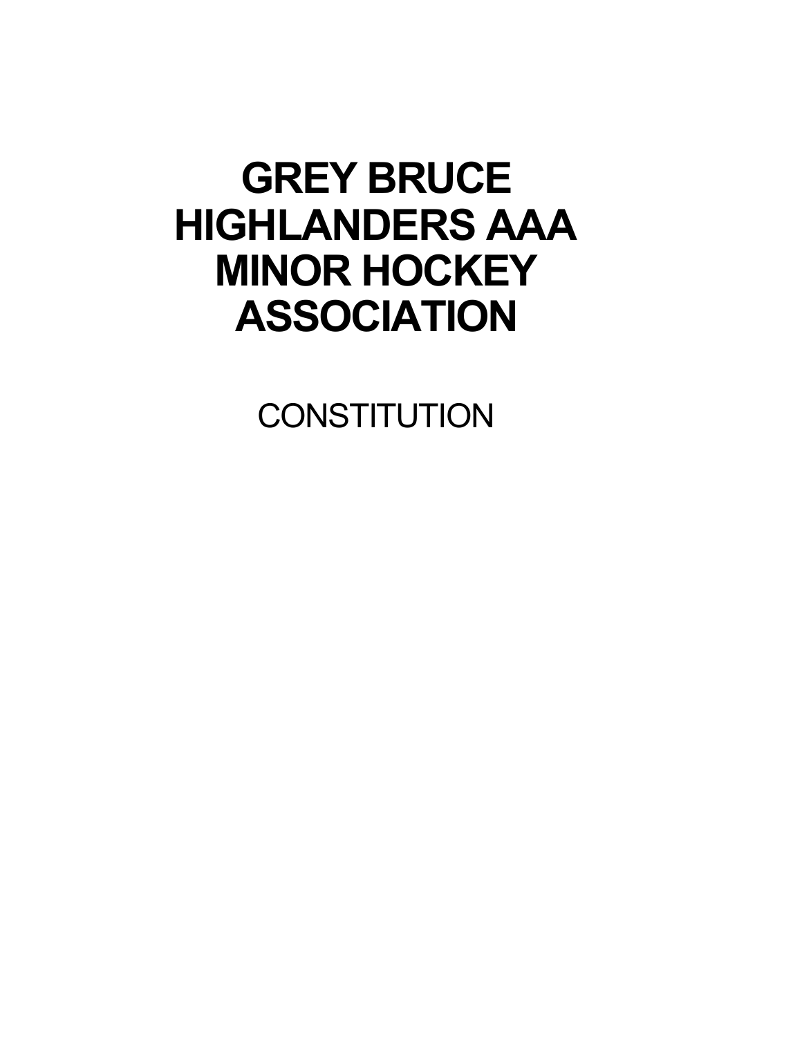# GREY BRUCE HIGHLANDERS AAA MINOR HOCKEY ASSOCIATION

CONSTITUTION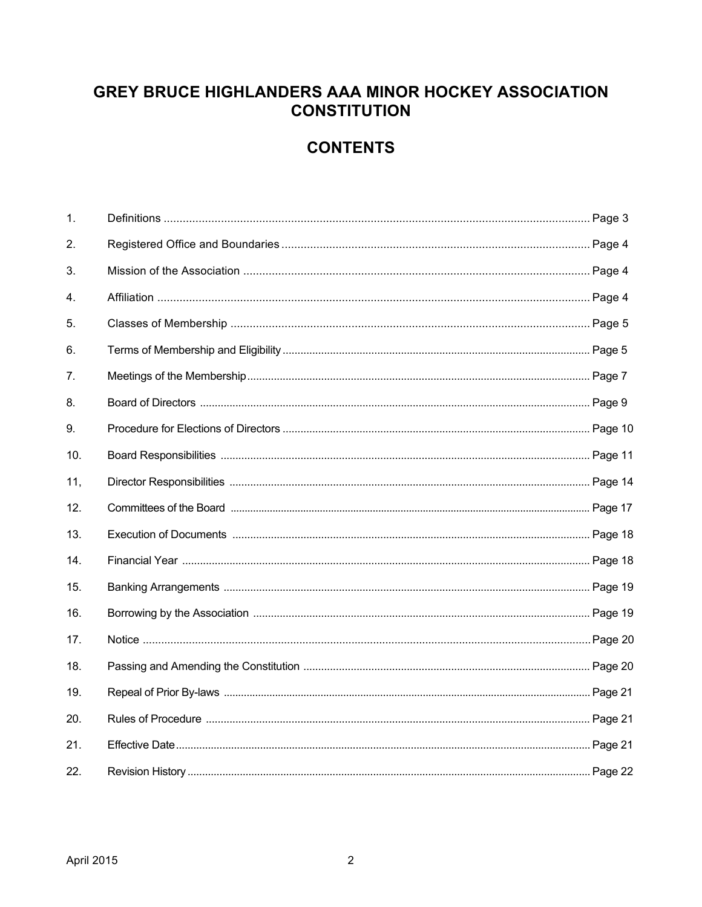# GREY BRUCE HIGHLANDERS AAA MINOR HOCKEY ASSOCIATION CONSTITUTION

## CONTENTS

| | | |
|---|---|---|
| 1. | Definitions | Page 3 |
| 2. | Registered Office and Boundaries | Page 4 |
| 3. | Mission of the Association | Page 4 |
| 4. | Affiliation | Page 4 |
| 5. | Classes of Membership | Page 5 |
| 6. | Terms of Membership and Eligibility | Page 5 |
| 7. | Meetings of the Membership | Page 7 |
| 8. | Board of Directors | Page 9 |
| 9. | Procedure for Elections of Directors | Page 10 |
| 10. | Board Responsibilities | Page 11 |
| 11, | Director Responsibilities | Page 14 |
| 12. | Committees of the Board | Page 17 |
| 13. | Execution of Documents | Page 18 |
| 14. | Financial Year | Page 18 |
| 15. | Banking Arrangements | Page 19 |
| 16. | Borrowing by the Association | Page 19 |
| 17. | Notice | Page 20 |
| 18. | Passing and Amending the Constitution | Page 20 |
| 19. | Repeal of Prior By-laws | Page 21 |
| 20. | Rules of Procedure | Page 21 |
| 21. | Effective Date | Page 21 |
| 22. | Revision History | Page 22 |

April 2015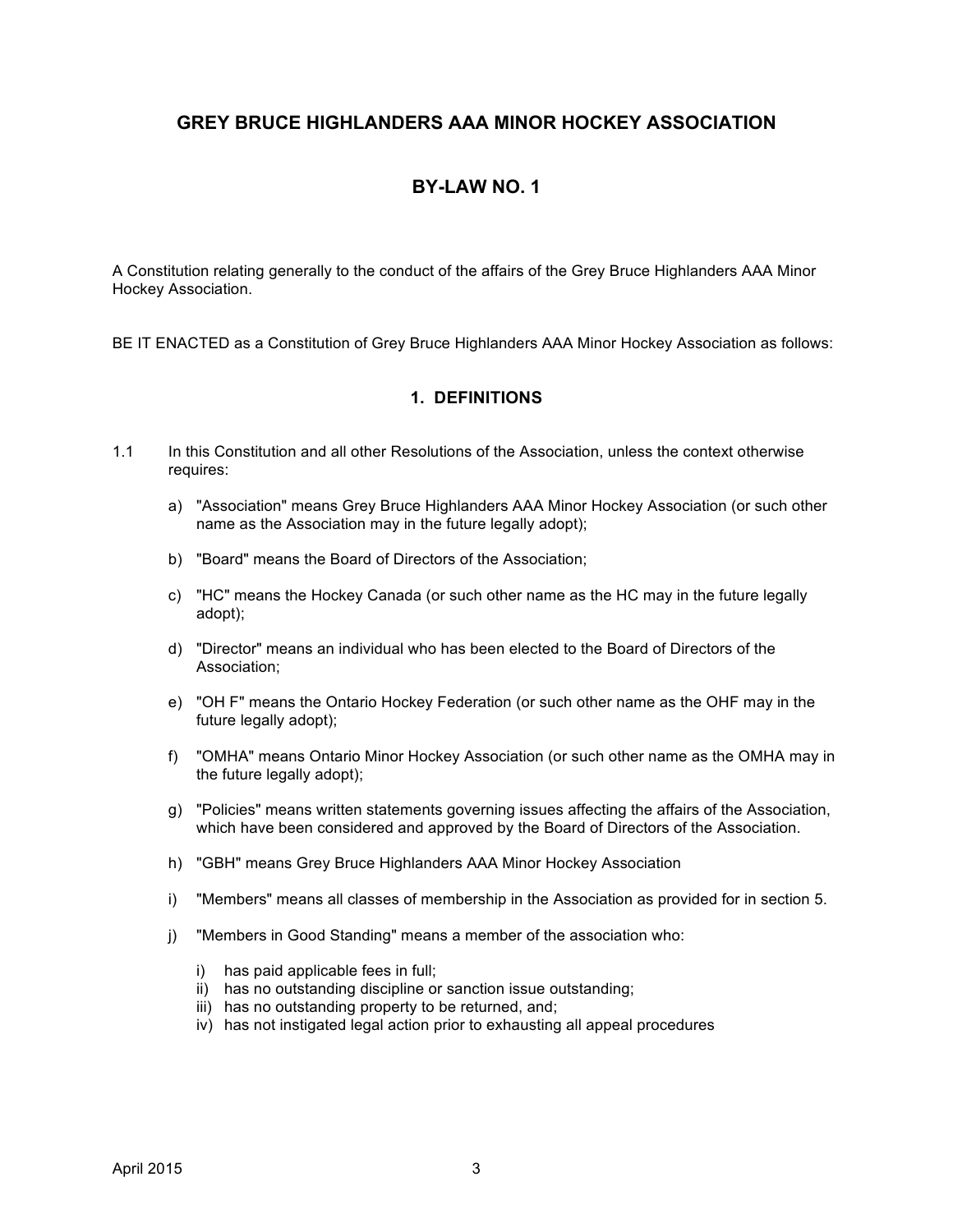# GREY BRUCE HIGHLANDERS AAA MINOR HOCKEY ASSOCIATION

## BY-LAW NO. 1

A Constitution relating generally to the conduct of the affairs of the Grey Bruce Highlanders AAA Minor Hockey Association.

BE IT ENACTED as a Constitution of Grey Bruce Highlanders AAA Minor Hockey Association as follows:

### 1. DEFINITIONS

1.1 In this Constitution and all other Resolutions of the Association, unless the context otherwise requires:

a) "Association" means Grey Bruce Highlanders AAA Minor Hockey Association (or such other name as the Association may in the future legally adopt);

b) "Board" means the Board of Directors of the Association;

c) "HC" means the Hockey Canada (or such other name as the HC may in the future legally adopt);

d) "Director" means an individual who has been elected to the Board of Directors of the Association;

e) "OH F" means the Ontario Hockey Federation (or such other name as the OHF may in the future legally adopt);

f) "OMHA" means Ontario Minor Hockey Association (or such other name as the OMHA may in the future legally adopt);

g) "Policies" means written statements governing issues affecting the affairs of the Association, which have been considered and approved by the Board of Directors of the Association.

h) "GBH" means Grey Bruce Highlanders AAA Minor Hockey Association

i) "Members" means all classes of membership in the Association as provided for in section 5.

j) "Members in Good Standing" means a member of the association who:

   i) has paid applicable fees in full;
   ii) has no outstanding discipline or sanction issue outstanding;
   iii) has no outstanding property to be returned, and;
   iv) has not instigated legal action prior to exhausting all appeal procedures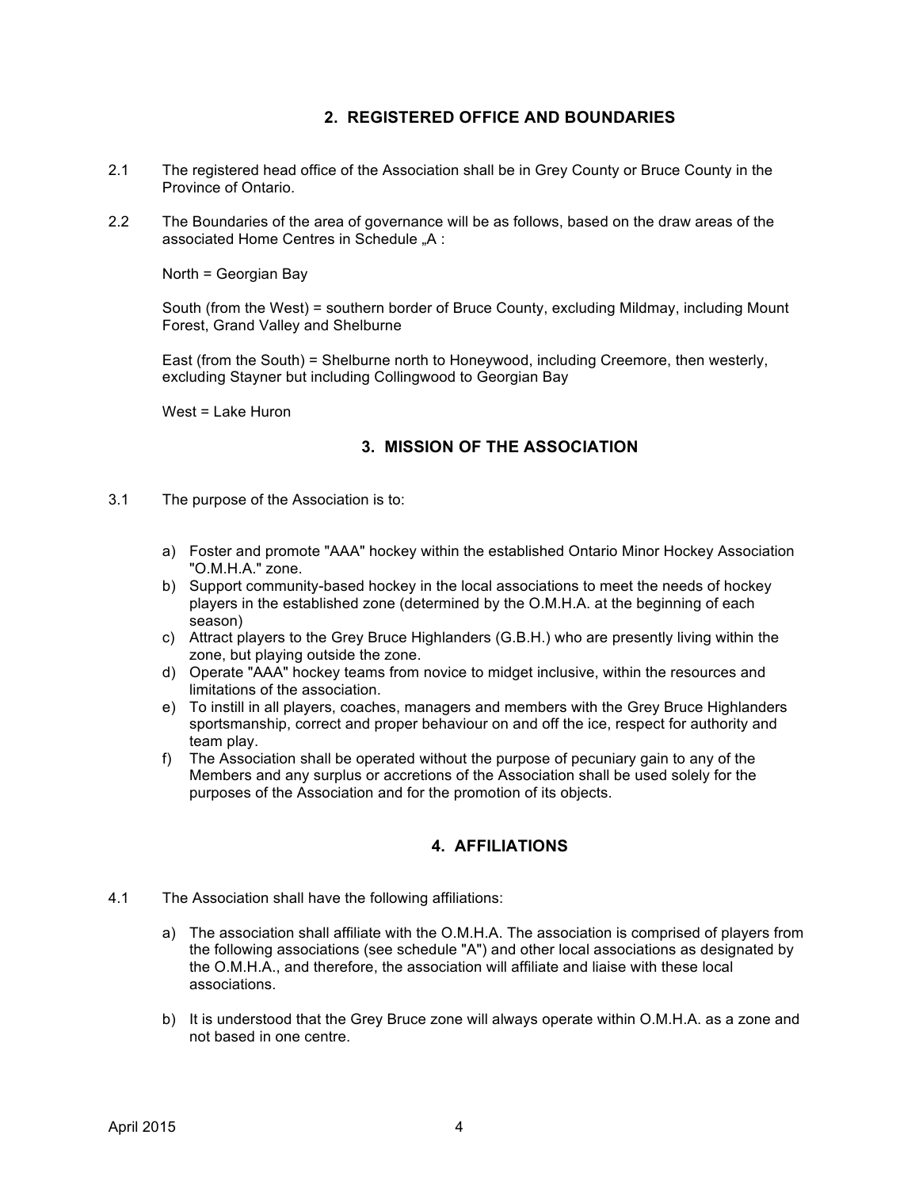## 2. REGISTERED OFFICE AND BOUNDARIES

2.1 The registered head office of the Association shall be in Grey County or Bruce County in the Province of Ontario.

2.2 The Boundaries of the area of governance will be as follows, based on the draw areas of the associated Home Centres in Schedule „A :

North = Georgian Bay

South (from the West) = southern border of Bruce County, excluding Mildmay, including Mount Forest, Grand Valley and Shelburne

East (from the South) = Shelburne north to Honeywood, including Creemore, then westerly, excluding Stayner but including Collingwood to Georgian Bay

West = Lake Huron

## 3. MISSION OF THE ASSOCIATION

3.1 The purpose of the Association is to:

a) Foster and promote "AAA" hockey within the established Ontario Minor Hockey Association "O.M.H.A." zone.
b) Support community-based hockey in the local associations to meet the needs of hockey players in the established zone (determined by the O.M.H.A. at the beginning of each season)
c) Attract players to the Grey Bruce Highlanders (G.B.H.) who are presently living within the zone, but playing outside the zone.
d) Operate "AAA" hockey teams from novice to midget inclusive, within the resources and limitations of the association.
e) To instill in all players, coaches, managers and members with the Grey Bruce Highlanders sportsmanship, correct and proper behaviour on and off the ice, respect for authority and team play.
f) The Association shall be operated without the purpose of pecuniary gain to any of the Members and any surplus or accretions of the Association shall be used solely for the purposes of the Association and for the promotion of its objects.

## 4. AFFILIATIONS

4.1 The Association shall have the following affiliations:

a) The association shall affiliate with the O.M.H.A. The association is comprised of players from the following associations (see schedule "A") and other local associations as designated by the O.M.H.A., and therefore, the association will affiliate and liaise with these local associations.

b) It is understood that the Grey Bruce zone will always operate within O.M.H.A. as a zone and not based in one centre.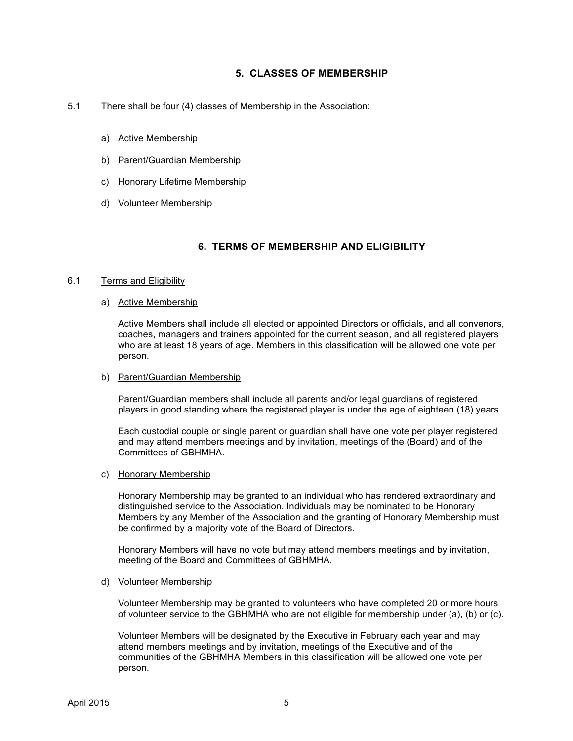## 5. CLASSES OF MEMBERSHIP

5.1 There shall be four (4) classes of Membership in the Association:

a) Active Membership

b) Parent/Guardian Membership

c) Honorary Lifetime Membership

d) Volunteer Membership

## 6. TERMS OF MEMBERSHIP AND ELIGIBILITY

6.1 Terms and Eligibility

a) Active Membership

Active Members shall include all elected or appointed Directors or officials, and all convenors, coaches, managers and trainers appointed for the current season, and all registered players who are at least 18 years of age. Members in this classification will be allowed one vote per person.

b) Parent/Guardian Membership

Parent/Guardian members shall include all parents and/or legal guardians of registered players in good standing where the registered player is under the age of eighteen (18) years.

Each custodial couple or single parent or guardian shall have one vote per player registered and may attend members meetings and by invitation, meetings of the (Board) and of the Committees of GBHMHA.

c) Honorary Membership

Honorary Membership may be granted to an individual who has rendered extraordinary and distinguished service to the Association. Individuals may be nominated to be Honorary Members by any Member of the Association and the granting of Honorary Membership must be confirmed by a majority vote of the Board of Directors.

Honorary Members will have no vote but may attend members meetings and by invitation, meeting of the Board and Committees of GBHMHA.

d) Volunteer Membership

Volunteer Membership may be granted to volunteers who have completed 20 or more hours of volunteer service to the GBHMHA who are not eligible for membership under (a), (b) or (c).

Volunteer Members will be designated by the Executive in February each year and may attend members meetings and by invitation, meetings of the Executive and of the communities of the GBHMHA Members in this classification will be allowed one vote per person.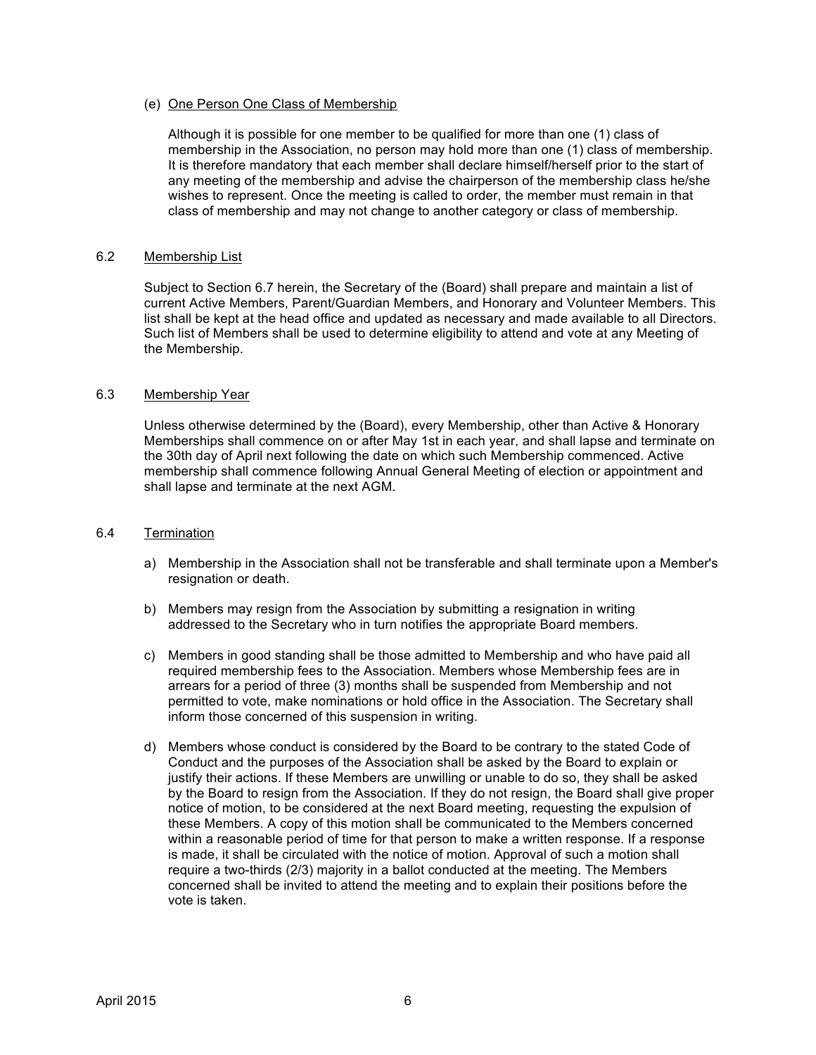(e) One Person One Class of Membership

Although it is possible for one member to be qualified for more than one (1) class of membership in the Association, no person may hold more than one (1) class of membership. It is therefore mandatory that each member shall declare himself/herself prior to the start of any meeting of the membership and advise the chairperson of the membership class he/she wishes to represent. Once the meeting is called to order, the member must remain in that class of membership and may not change to another category or class of membership.

### 6.2 Membership List

Subject to Section 6.7 herein, the Secretary of the (Board) shall prepare and maintain a list of current Active Members, Parent/Guardian Members, and Honorary and Volunteer Members. This list shall be kept at the head office and updated as necessary and made available to all Directors. Such list of Members shall be used to determine eligibility to attend and vote at any Meeting of the Membership.

### 6.3 Membership Year

Unless otherwise determined by the (Board), every Membership, other than Active & Honorary Memberships shall commence on or after May 1st in each year, and shall lapse and terminate on the 30th day of April next following the date on which such Membership commenced. Active membership shall commence following Annual General Meeting of election or appointment and shall lapse and terminate at the next AGM.

### 6.4 Termination

a) Membership in the Association shall not be transferable and shall terminate upon a Member's resignation or death.

b) Members may resign from the Association by submitting a resignation in writing addressed to the Secretary who in turn notifies the appropriate Board members.

c) Members in good standing shall be those admitted to Membership and who have paid all required membership fees to the Association. Members whose Membership fees are in arrears for a period of three (3) months shall be suspended from Membership and not permitted to vote, make nominations or hold office in the Association. The Secretary shall inform those concerned of this suspension in writing.

d) Members whose conduct is considered by the Board to be contrary to the stated Code of Conduct and the purposes of the Association shall be asked by the Board to explain or justify their actions. If these Members are unwilling or unable to do so, they shall be asked by the Board to resign from the Association. If they do not resign, the Board shall give proper notice of motion, to be considered at the next Board meeting, requesting the expulsion of these Members. A copy of this motion shall be communicated to the Members concerned within a reasonable period of time for that person to make a written response. If a response is made, it shall be circulated with the notice of motion. Approval of such a motion shall require a two-thirds (2/3) majority in a ballot conducted at the meeting. The Members concerned shall be invited to attend the meeting and to explain their positions before the vote is taken.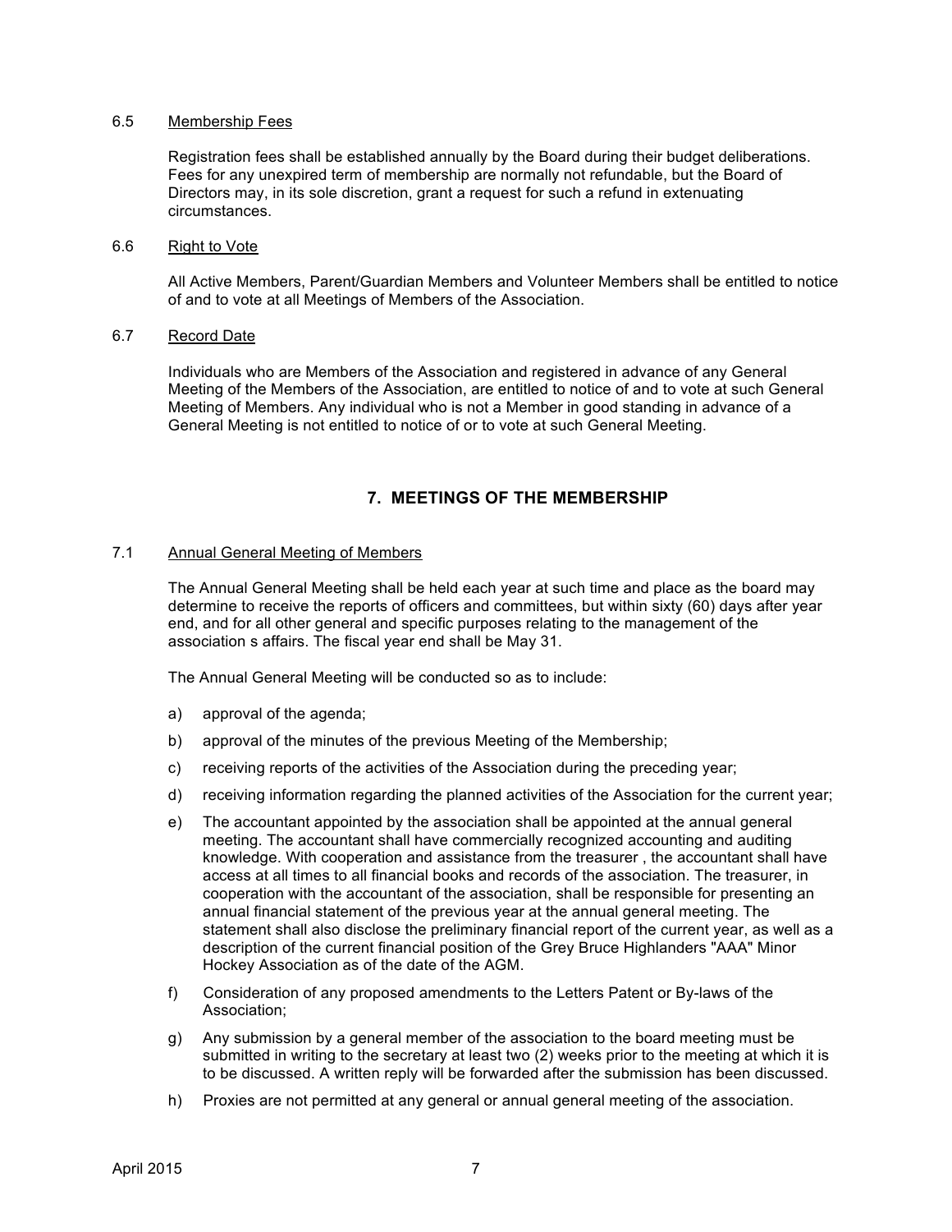6.5 Membership Fees

Registration fees shall be established annually by the Board during their budget deliberations. Fees for any unexpired term of membership are normally not refundable, but the Board of Directors may, in its sole discretion, grant a request for such a refund in extenuating circumstances.

6.6 Right to Vote

All Active Members, Parent/Guardian Members and Volunteer Members shall be entitled to notice of and to vote at all Meetings of Members of the Association.

6.7 Record Date

Individuals who are Members of the Association and registered in advance of any General Meeting of the Members of the Association, are entitled to notice of and to vote at such General Meeting of Members. Any individual who is not a Member in good standing in advance of a General Meeting is not entitled to notice of or to vote at such General Meeting.

## 7. MEETINGS OF THE MEMBERSHIP

7.1 Annual General Meeting of Members

The Annual General Meeting shall be held each year at such time and place as the board may determine to receive the reports of officers and committees, but within sixty (60) days after year end, and for all other general and specific purposes relating to the management of the association s affairs. The fiscal year end shall be May 31.

The Annual General Meeting will be conducted so as to include:

a) approval of the agenda;

b) approval of the minutes of the previous Meeting of the Membership;

c) receiving reports of the activities of the Association during the preceding year;

d) receiving information regarding the planned activities of the Association for the current year;

e) The accountant appointed by the association shall be appointed at the annual general meeting. The accountant shall have commercially recognized accounting and auditing knowledge. With cooperation and assistance from the treasurer , the accountant shall have access at all times to all financial books and records of the association. The treasurer, in cooperation with the accountant of the association, shall be responsible for presenting an annual financial statement of the previous year at the annual general meeting. The statement shall also disclose the preliminary financial report of the current year, as well as a description of the current financial position of the Grey Bruce Highlanders "AAA" Minor Hockey Association as of the date of the AGM.

f) Consideration of any proposed amendments to the Letters Patent or By-laws of the Association;

g) Any submission by a general member of the association to the board meeting must be submitted in writing to the secretary at least two (2) weeks prior to the meeting at which it is to be discussed. A written reply will be forwarded after the submission has been discussed.

h) Proxies are not permitted at any general or annual general meeting of the association.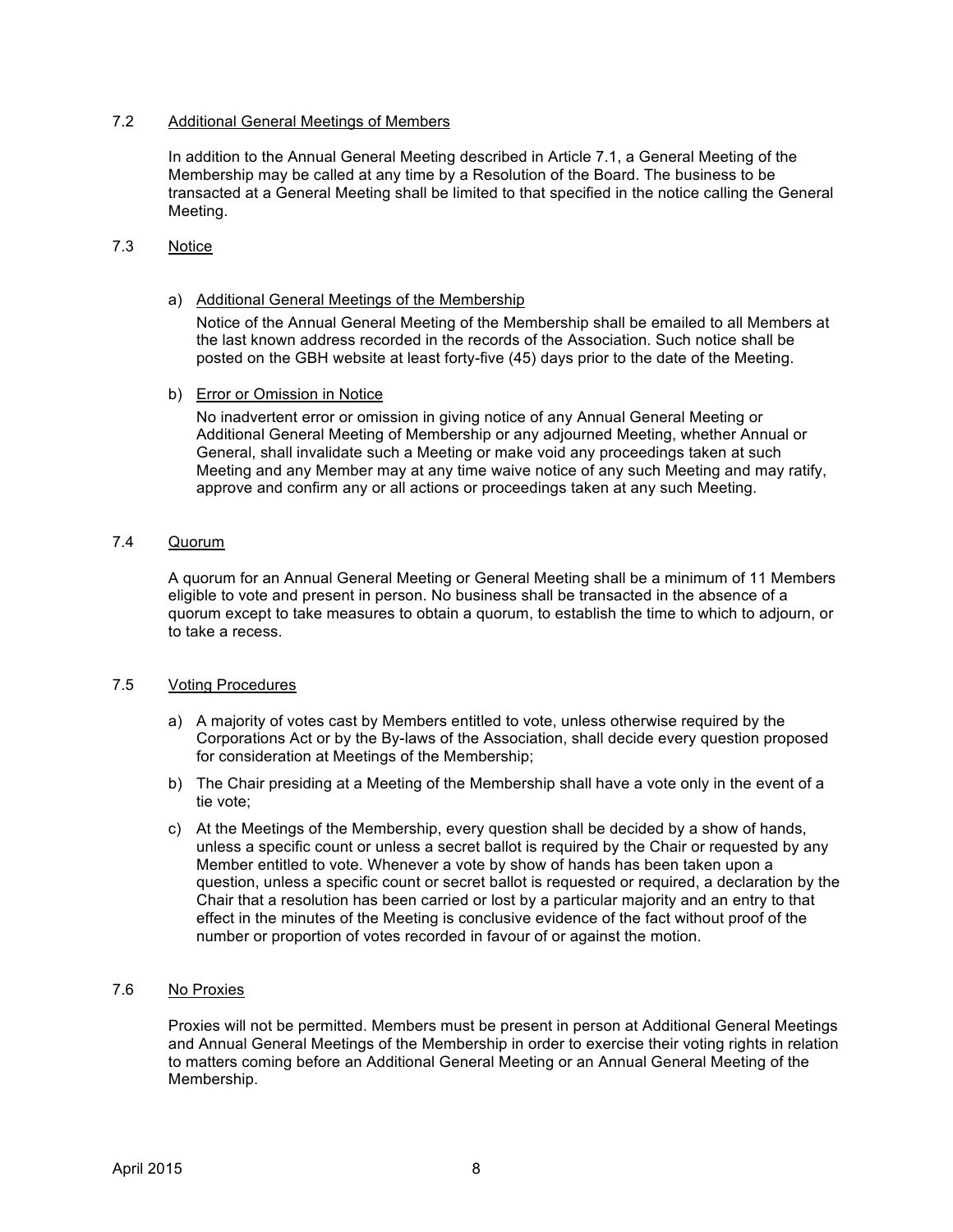### 7.2 Additional General Meetings of Members

In addition to the Annual General Meeting described in Article 7.1, a General Meeting of the Membership may be called at any time by a Resolution of the Board. The business to be transacted at a General Meeting shall be limited to that specified in the notice calling the General Meeting.

### 7.3 Notice

a) Additional General Meetings of the Membership

   Notice of the Annual General Meeting of the Membership shall be emailed to all Members at the last known address recorded in the records of the Association. Such notice shall be posted on the GBH website at least forty-five (45) days prior to the date of the Meeting.

b) Error or Omission in Notice

   No inadvertent error or omission in giving notice of any Annual General Meeting or Additional General Meeting of Membership or any adjourned Meeting, whether Annual or General, shall invalidate such a Meeting or make void any proceedings taken at such Meeting and any Member may at any time waive notice of any such Meeting and may ratify, approve and confirm any or all actions or proceedings taken at any such Meeting.

### 7.4 Quorum

A quorum for an Annual General Meeting or General Meeting shall be a minimum of 11 Members eligible to vote and present in person. No business shall be transacted in the absence of a quorum except to take measures to obtain a quorum, to establish the time to which to adjourn, or to take a recess.

### 7.5 Voting Procedures

a) A majority of votes cast by Members entitled to vote, unless otherwise required by the Corporations Act or by the By-laws of the Association, shall decide every question proposed for consideration at Meetings of the Membership;

b) The Chair presiding at a Meeting of the Membership shall have a vote only in the event of a tie vote;

c) At the Meetings of the Membership, every question shall be decided by a show of hands, unless a specific count or unless a secret ballot is required by the Chair or requested by any Member entitled to vote. Whenever a vote by show of hands has been taken upon a question, unless a specific count or secret ballot is requested or required, a declaration by the Chair that a resolution has been carried or lost by a particular majority and an entry to that effect in the minutes of the Meeting is conclusive evidence of the fact without proof of the number or proportion of votes recorded in favour of or against the motion.

### 7.6 No Proxies

Proxies will not be permitted. Members must be present in person at Additional General Meetings and Annual General Meetings of the Membership in order to exercise their voting rights in relation to matters coming before an Additional General Meeting or an Annual General Meeting of the Membership.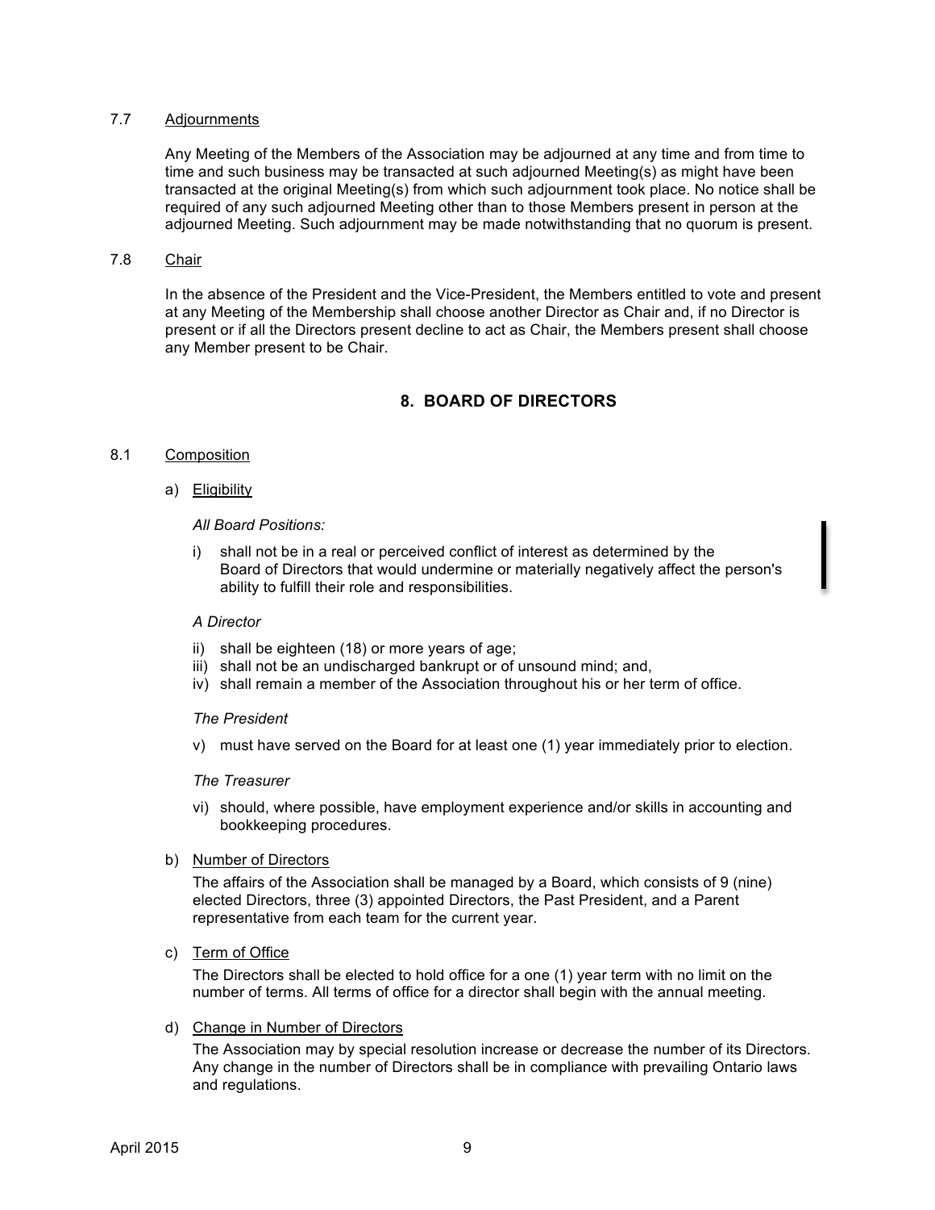7.7 Adjournments

Any Meeting of the Members of the Association may be adjourned at any time and from time to time and such business may be transacted at such adjourned Meeting(s) as might have been transacted at the original Meeting(s) from which such adjournment took place. No notice shall be required of any such adjourned Meeting other than to those Members present in person at the adjourned Meeting. Such adjournment may be made notwithstanding that no quorum is present.

7.8 Chair

In the absence of the President and the Vice-President, the Members entitled to vote and present at any Meeting of the Membership shall choose another Director as Chair and, if no Director is present or if all the Directors present decline to act as Chair, the Members present shall choose any Member present to be Chair.

## 8. BOARD OF DIRECTORS

8.1 Composition

a) Eligibility

*All Board Positions:*

i) shall not be in a real or perceived conflict of interest as determined by the Board of Directors that would undermine or materially negatively affect the person's ability to fulfill their role and responsibilities.

*A Director*

ii) shall be eighteen (18) or more years of age;
iii) shall not be an undischarged bankrupt or of unsound mind; and,
iv) shall remain a member of the Association throughout his or her term of office.

*The President*

v) must have served on the Board for at least one (1) year immediately prior to election.

*The Treasurer*

vi) should, where possible, have employment experience and/or skills in accounting and bookkeeping procedures.

b) Number of Directors

The affairs of the Association shall be managed by a Board, which consists of 9 (nine) elected Directors, three (3) appointed Directors, the Past President, and a Parent representative from each team for the current year.

c) Term of Office

The Directors shall be elected to hold office for a one (1) year term with no limit on the number of terms. All terms of office for a director shall begin with the annual meeting.

d) Change in Number of Directors

The Association may by special resolution increase or decrease the number of its Directors. Any change in the number of Directors shall be in compliance with prevailing Ontario laws and regulations.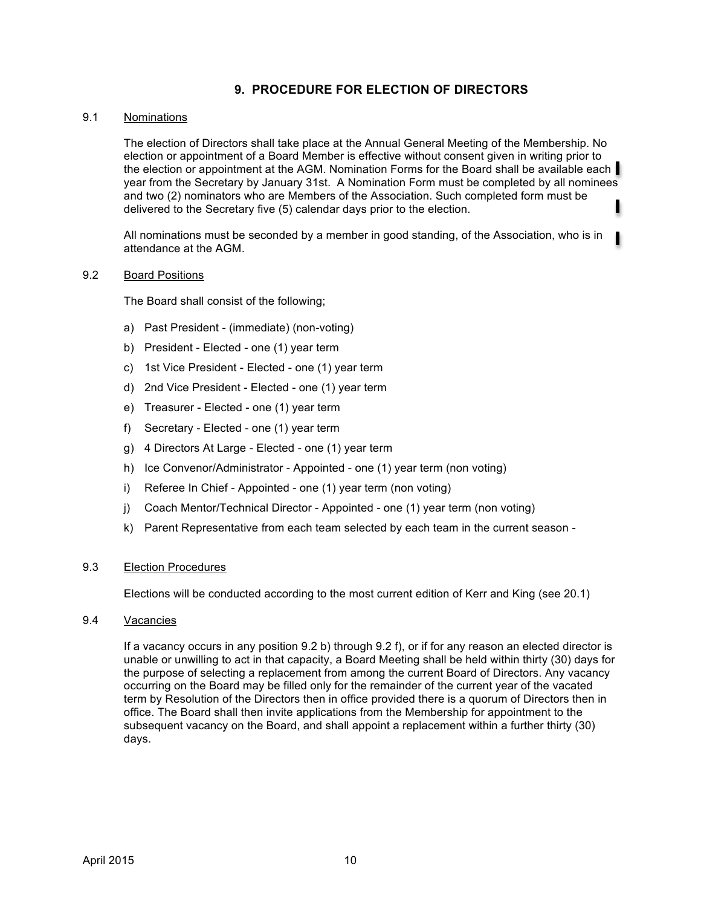## 9. PROCEDURE FOR ELECTION OF DIRECTORS

9.1 Nominations

The election of Directors shall take place at the Annual General Meeting of the Membership. No election or appointment of a Board Member is effective without consent given in writing prior to the election or appointment at the AGM. Nomination Forms for the Board shall be available each year from the Secretary by January 31st. A Nomination Form must be completed by all nominees and two (2) nominators who are Members of the Association. Such completed form must be delivered to the Secretary five (5) calendar days prior to the election.

All nominations must be seconded by a member in good standing, of the Association, who is in attendance at the AGM.

9.2 Board Positions

The Board shall consist of the following;

a) Past President - (immediate) (non-voting)
b) President - Elected - one (1) year term
c) 1st Vice President - Elected - one (1) year term
d) 2nd Vice President - Elected - one (1) year term
e) Treasurer - Elected - one (1) year term
f) Secretary - Elected - one (1) year term
g) 4 Directors At Large - Elected - one (1) year term
h) Ice Convenor/Administrator - Appointed - one (1) year term (non voting)
i) Referee In Chief - Appointed - one (1) year term (non voting)
j) Coach Mentor/Technical Director - Appointed - one (1) year term (non voting)
k) Parent Representative from each team selected by each team in the current season -

9.3 Election Procedures

Elections will be conducted according to the most current edition of Kerr and King (see 20.1)

9.4 Vacancies

If a vacancy occurs in any position 9.2 b) through 9.2 f), or if for any reason an elected director is unable or unwilling to act in that capacity, a Board Meeting shall be held within thirty (30) days for the purpose of selecting a replacement from among the current Board of Directors. Any vacancy occurring on the Board may be filled only for the remainder of the current year of the vacated term by Resolution of the Directors then in office provided there is a quorum of Directors then in office. The Board shall then invite applications from the Membership for appointment to the subsequent vacancy on the Board, and shall appoint a replacement within a further thirty (30) days.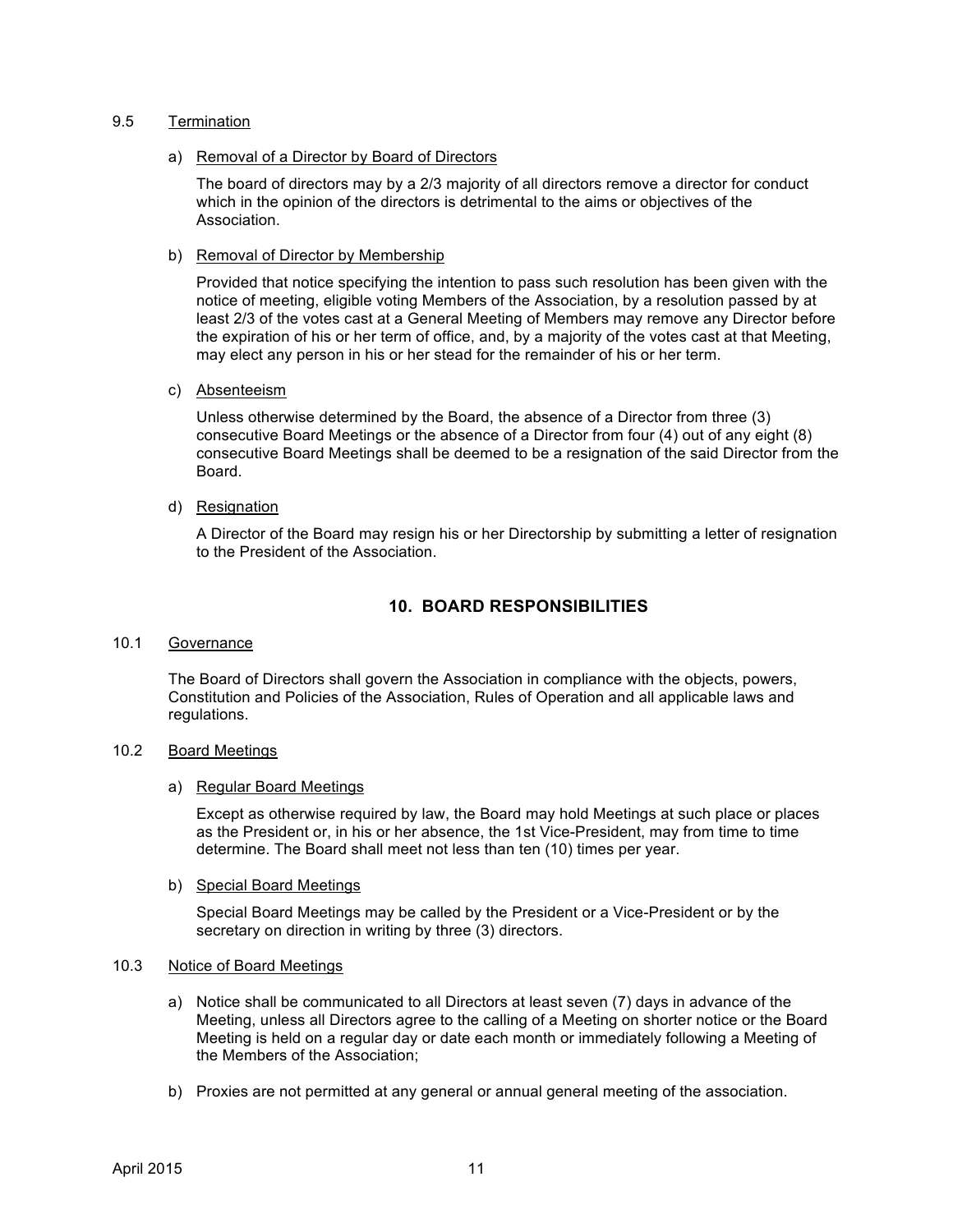### 9.5 Termination

a) Removal of a Director by Board of Directors

The board of directors may by a 2/3 majority of all directors remove a director for conduct which in the opinion of the directors is detrimental to the aims or objectives of the Association.

b) Removal of Director by Membership

Provided that notice specifying the intention to pass such resolution has been given with the notice of meeting, eligible voting Members of the Association, by a resolution passed by at least 2/3 of the votes cast at a General Meeting of Members may remove any Director before the expiration of his or her term of office, and, by a majority of the votes cast at that Meeting, may elect any person in his or her stead for the remainder of his or her term.

c) Absenteeism

Unless otherwise determined by the Board, the absence of a Director from three (3) consecutive Board Meetings or the absence of a Director from four (4) out of any eight (8) consecutive Board Meetings shall be deemed to be a resignation of the said Director from the Board.

d) Resignation

A Director of the Board may resign his or her Directorship by submitting a letter of resignation to the President of the Association.

## 10. BOARD RESPONSIBILITIES

### 10.1 Governance

The Board of Directors shall govern the Association in compliance with the objects, powers, Constitution and Policies of the Association, Rules of Operation and all applicable laws and regulations.

### 10.2 Board Meetings

a) Regular Board Meetings

Except as otherwise required by law, the Board may hold Meetings at such place or places as the President or, in his or her absence, the 1st Vice-President, may from time to time determine. The Board shall meet not less than ten (10) times per year.

b) Special Board Meetings

Special Board Meetings may be called by the President or a Vice-President or by the secretary on direction in writing by three (3) directors.

### 10.3 Notice of Board Meetings

a) Notice shall be communicated to all Directors at least seven (7) days in advance of the Meeting, unless all Directors agree to the calling of a Meeting on shorter notice or the Board Meeting is held on a regular day or date each month or immediately following a Meeting of the Members of the Association;

b) Proxies are not permitted at any general or annual general meeting of the association.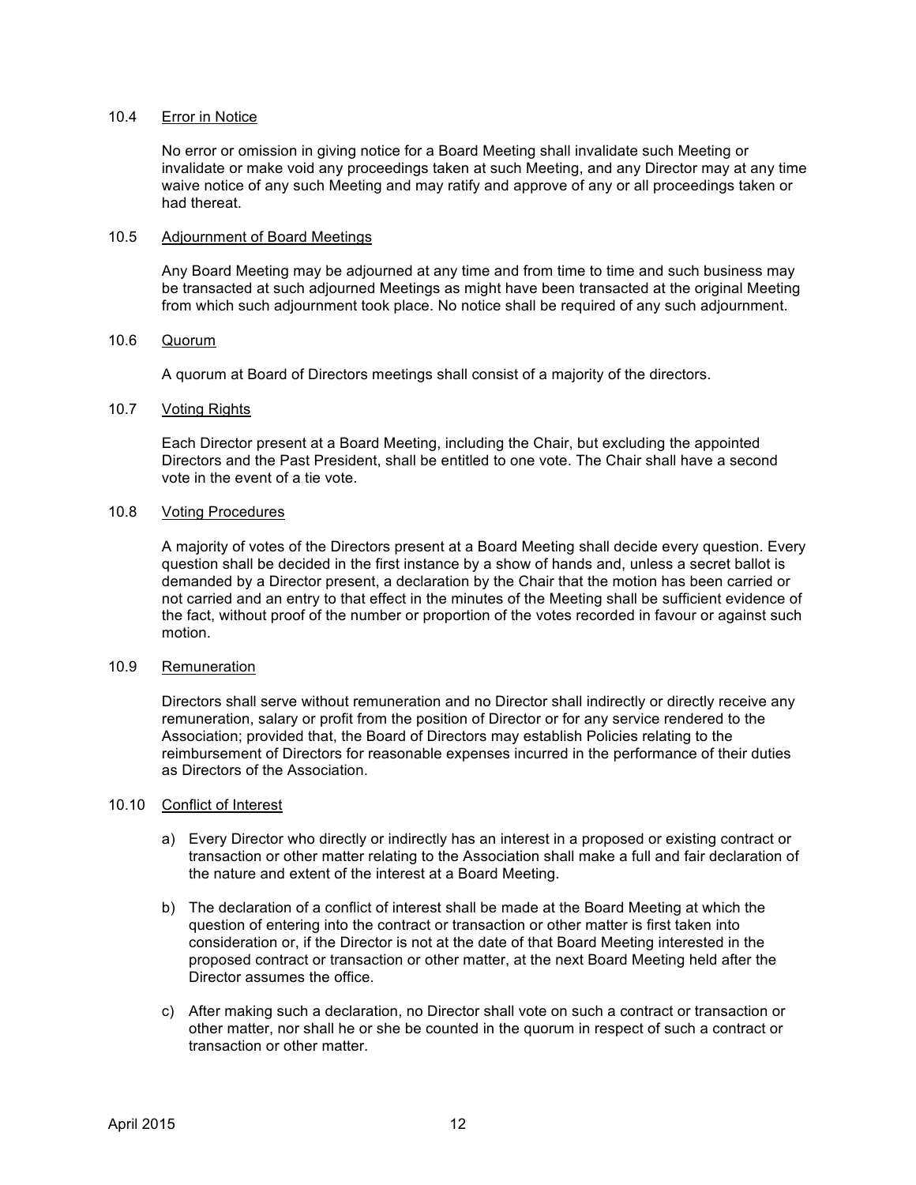### 10.4 Error in Notice

No error or omission in giving notice for a Board Meeting shall invalidate such Meeting or invalidate or make void any proceedings taken at such Meeting, and any Director may at any time waive notice of any such Meeting and may ratify and approve of any or all proceedings taken or had thereat.

### 10.5 Adjournment of Board Meetings

Any Board Meeting may be adjourned at any time and from time to time and such business may be transacted at such adjourned Meetings as might have been transacted at the original Meeting from which such adjournment took place. No notice shall be required of any such adjournment.

### 10.6 Quorum

A quorum at Board of Directors meetings shall consist of a majority of the directors.

### 10.7 Voting Rights

Each Director present at a Board Meeting, including the Chair, but excluding the appointed Directors and the Past President, shall be entitled to one vote. The Chair shall have a second vote in the event of a tie vote.

### 10.8 Voting Procedures

A majority of votes of the Directors present at a Board Meeting shall decide every question. Every question shall be decided in the first instance by a show of hands and, unless a secret ballot is demanded by a Director present, a declaration by the Chair that the motion has been carried or not carried and an entry to that effect in the minutes of the Meeting shall be sufficient evidence of the fact, without proof of the number or proportion of the votes recorded in favour or against such motion.

### 10.9 Remuneration

Directors shall serve without remuneration and no Director shall indirectly or directly receive any remuneration, salary or profit from the position of Director or for any service rendered to the Association; provided that, the Board of Directors may establish Policies relating to the reimbursement of Directors for reasonable expenses incurred in the performance of their duties as Directors of the Association.

### 10.10 Conflict of Interest

a) Every Director who directly or indirectly has an interest in a proposed or existing contract or transaction or other matter relating to the Association shall make a full and fair declaration of the nature and extent of the interest at a Board Meeting.

b) The declaration of a conflict of interest shall be made at the Board Meeting at which the question of entering into the contract or transaction or other matter is first taken into consideration or, if the Director is not at the date of that Board Meeting interested in the proposed contract or transaction or other matter, at the next Board Meeting held after the Director assumes the office.

c) After making such a declaration, no Director shall vote on such a contract or transaction or other matter, nor shall he or she be counted in the quorum in respect of such a contract or transaction or other matter.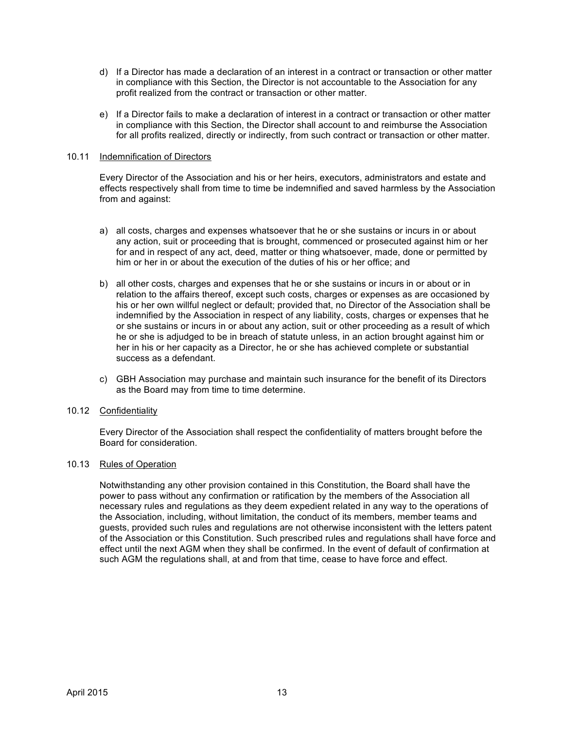d) If a Director has made a declaration of an interest in a contract or transaction or other matter in compliance with this Section, the Director is not accountable to the Association for any profit realized from the contract or transaction or other matter.

e) If a Director fails to make a declaration of interest in a contract or transaction or other matter in compliance with this Section, the Director shall account to and reimburse the Association for all profits realized, directly or indirectly, from such contract or transaction or other matter.

### 10.11 Indemnification of Directors

Every Director of the Association and his or her heirs, executors, administrators and estate and effects respectively shall from time to time be indemnified and saved harmless by the Association from and against:

a) all costs, charges and expenses whatsoever that he or she sustains or incurs in or about any action, suit or proceeding that is brought, commenced or prosecuted against him or her for and in respect of any act, deed, matter or thing whatsoever, made, done or permitted by him or her in or about the execution of the duties of his or her office; and

b) all other costs, charges and expenses that he or she sustains or incurs in or about or in relation to the affairs thereof, except such costs, charges or expenses as are occasioned by his or her own willful neglect or default; provided that, no Director of the Association shall be indemnified by the Association in respect of any liability, costs, charges or expenses that he or she sustains or incurs in or about any action, suit or other proceeding as a result of which he or she is adjudged to be in breach of statute unless, in an action brought against him or her in his or her capacity as a Director, he or she has achieved complete or substantial success as a defendant.

c) GBH Association may purchase and maintain such insurance for the benefit of its Directors as the Board may from time to time determine.

### 10.12 Confidentiality

Every Director of the Association shall respect the confidentiality of matters brought before the Board for consideration.

### 10.13 Rules of Operation

Notwithstanding any other provision contained in this Constitution, the Board shall have the power to pass without any confirmation or ratification by the members of the Association all necessary rules and regulations as they deem expedient related in any way to the operations of the Association, including, without limitation, the conduct of its members, member teams and guests, provided such rules and regulations are not otherwise inconsistent with the letters patent of the Association or this Constitution. Such prescribed rules and regulations shall have force and effect until the next AGM when they shall be confirmed. In the event of default of confirmation at such AGM the regulations shall, at and from that time, cease to have force and effect.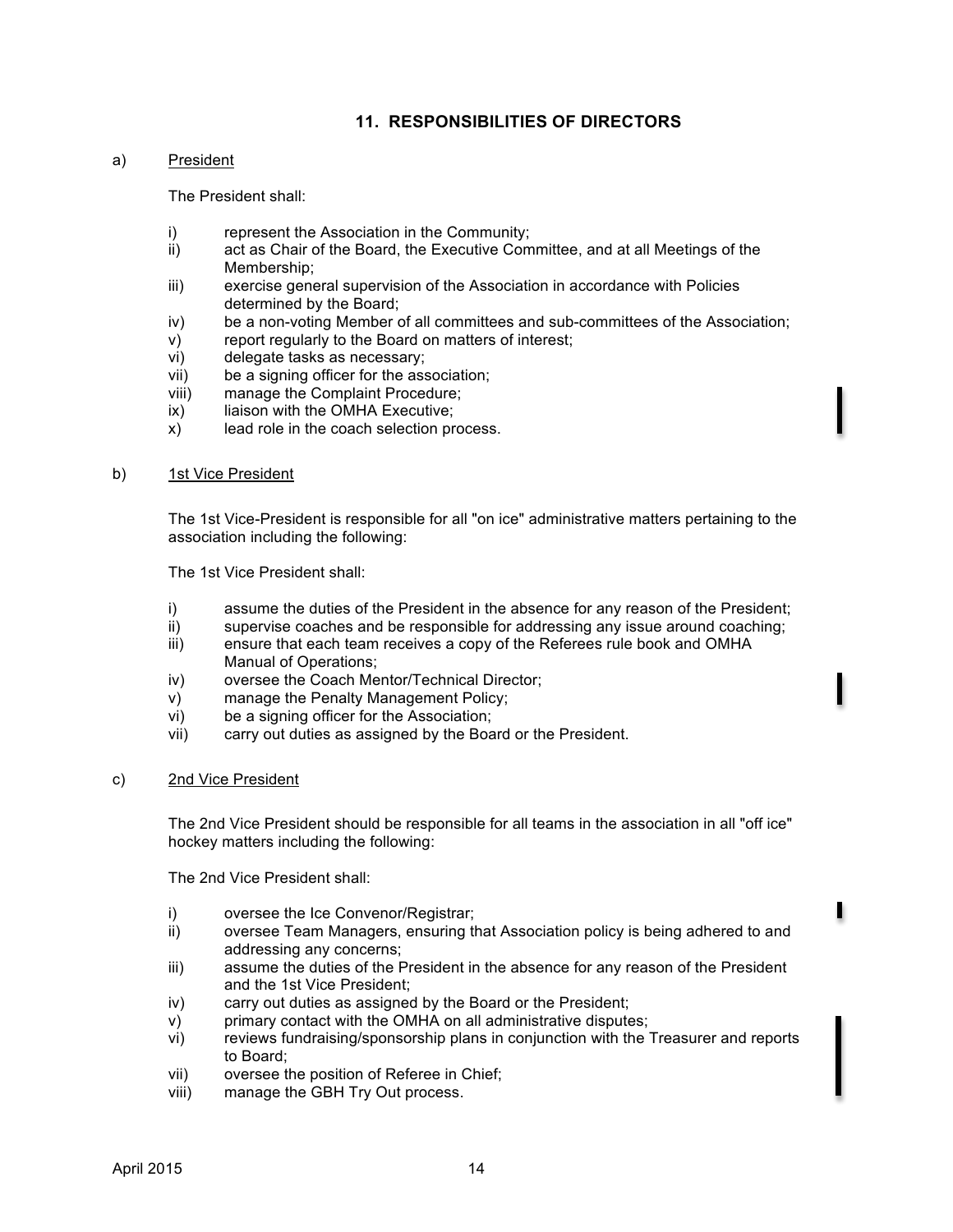## 11. RESPONSIBILITIES OF DIRECTORS

a) President

The President shall:

i) represent the Association in the Community;
ii) act as Chair of the Board, the Executive Committee, and at all Meetings of the Membership;
iii) exercise general supervision of the Association in accordance with Policies determined by the Board;
iv) be a non-voting Member of all committees and sub-committees of the Association;
v) report regularly to the Board on matters of interest;
vi) delegate tasks as necessary;
vii) be a signing officer for the association;
viii) manage the Complaint Procedure;
ix) liaison with the OMHA Executive;
x) lead role in the coach selection process.

b) 1st Vice President

The 1st Vice-President is responsible for all "on ice" administrative matters pertaining to the association including the following:

The 1st Vice President shall:

i) assume the duties of the President in the absence for any reason of the President;
ii) supervise coaches and be responsible for addressing any issue around coaching;
iii) ensure that each team receives a copy of the Referees rule book and OMHA Manual of Operations;
iv) oversee the Coach Mentor/Technical Director;
v) manage the Penalty Management Policy;
vi) be a signing officer for the Association;
vii) carry out duties as assigned by the Board or the President.

c) 2nd Vice President

The 2nd Vice President should be responsible for all teams in the association in all "off ice" hockey matters including the following:

The 2nd Vice President shall:

i) oversee the Ice Convenor/Registrar;
ii) oversee Team Managers, ensuring that Association policy is being adhered to and addressing any concerns;
iii) assume the duties of the President in the absence for any reason of the President and the 1st Vice President;
iv) carry out duties as assigned by the Board or the President;
v) primary contact with the OMHA on all administrative disputes;
vi) reviews fundraising/sponsorship plans in conjunction with the Treasurer and reports to Board;
vii) oversee the position of Referee in Chief;
viii) manage the GBH Try Out process.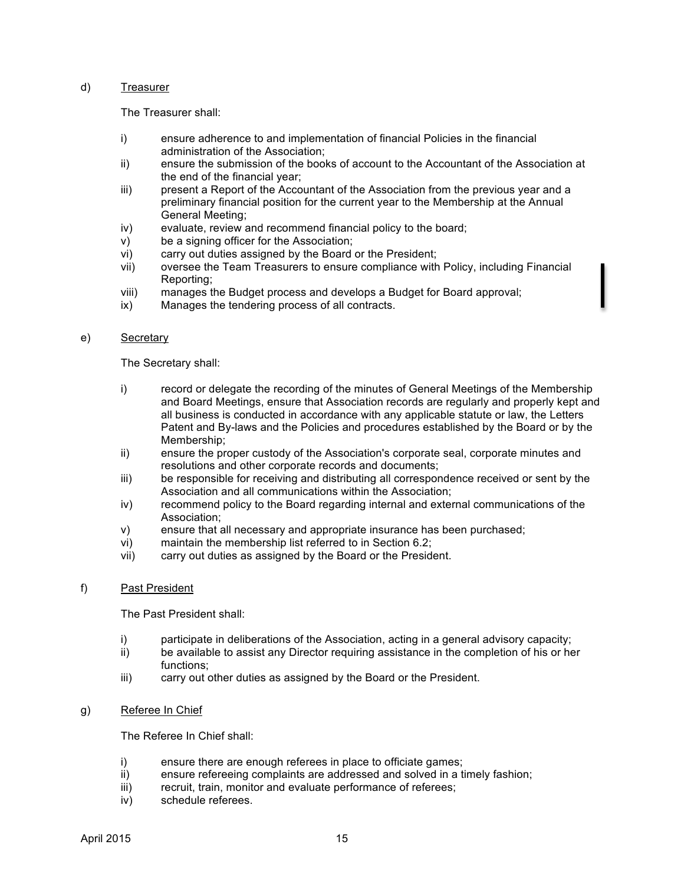d) <u>Treasurer</u>

The Treasurer shall:

i) ensure adherence to and implementation of financial Policies in the financial administration of the Association;
ii) ensure the submission of the books of account to the Accountant of the Association at the end of the financial year;
iii) present a Report of the Accountant of the Association from the previous year and a preliminary financial position for the current year to the Membership at the Annual General Meeting;
iv) evaluate, review and recommend financial policy to the board;
v) be a signing officer for the Association;
vi) carry out duties assigned by the Board or the President;
vii) oversee the Team Treasurers to ensure compliance with Policy, including Financial Reporting;
viii) manages the Budget process and develops a Budget for Board approval;
ix) Manages the tendering process of all contracts.

e) <u>Secretary</u>

The Secretary shall:

i) record or delegate the recording of the minutes of General Meetings of the Membership and Board Meetings, ensure that Association records are regularly and properly kept and all business is conducted in accordance with any applicable statute or law, the Letters Patent and By-laws and the Policies and procedures established by the Board or by the Membership;
ii) ensure the proper custody of the Association's corporate seal, corporate minutes and resolutions and other corporate records and documents;
iii) be responsible for receiving and distributing all correspondence received or sent by the Association and all communications within the Association;
iv) recommend policy to the Board regarding internal and external communications of the Association;
v) ensure that all necessary and appropriate insurance has been purchased;
vi) maintain the membership list referred to in Section 6.2;
vii) carry out duties as assigned by the Board or the President.

f) <u>Past President</u>

The Past President shall:

i) participate in deliberations of the Association, acting in a general advisory capacity;
ii) be available to assist any Director requiring assistance in the completion of his or her functions;
iii) carry out other duties as assigned by the Board or the President.

g) <u>Referee In Chief</u>

The Referee In Chief shall:

i) ensure there are enough referees in place to officiate games;
ii) ensure refereeing complaints are addressed and solved in a timely fashion;
iii) recruit, train, monitor and evaluate performance of referees;
iv) schedule referees.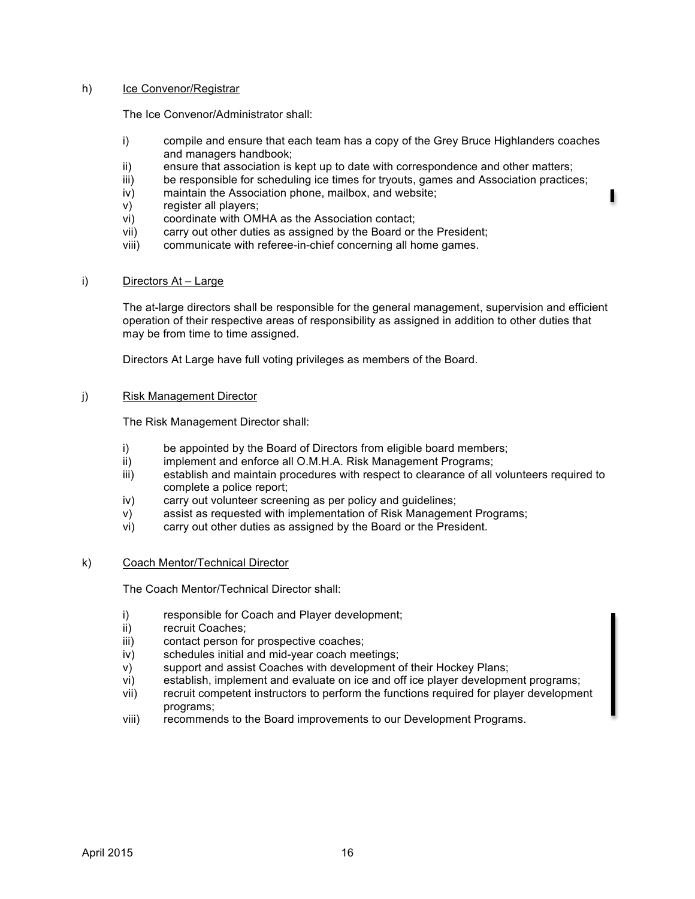h) <u>Ice Convenor/Registrar</u>

The Ice Convenor/Administrator shall:

i) compile and ensure that each team has a copy of the Grey Bruce Highlanders coaches and managers handbook;
ii) ensure that association is kept up to date with correspondence and other matters;
iii) be responsible for scheduling ice times for tryouts, games and Association practices;
iv) maintain the Association phone, mailbox, and website;
v) register all players;
vi) coordinate with OMHA as the Association contact;
vii) carry out other duties as assigned by the Board or the President;
viii) communicate with referee-in-chief concerning all home games.

i) <u>Directors At – Large</u>

The at-large directors shall be responsible for the general management, supervision and efficient operation of their respective areas of responsibility as assigned in addition to other duties that may be from time to time assigned.

Directors At Large have full voting privileges as members of the Board.

j) <u>Risk Management Director</u>

The Risk Management Director shall:

i) be appointed by the Board of Directors from eligible board members;
ii) implement and enforce all O.M.H.A. Risk Management Programs;
iii) establish and maintain procedures with respect to clearance of all volunteers required to complete a police report;
iv) carry out volunteer screening as per policy and guidelines;
v) assist as requested with implementation of Risk Management Programs;
vi) carry out other duties as assigned by the Board or the President.

k) <u>Coach Mentor/Technical Director</u>

The Coach Mentor/Technical Director shall:

i) responsible for Coach and Player development;
ii) recruit Coaches;
iii) contact person for prospective coaches;
iv) schedules initial and mid-year coach meetings;
v) support and assist Coaches with development of their Hockey Plans;
vi) establish, implement and evaluate on ice and off ice player development programs;
vii) recruit competent instructors to perform the functions required for player development programs;
viii) recommends to the Board improvements to our Development Programs.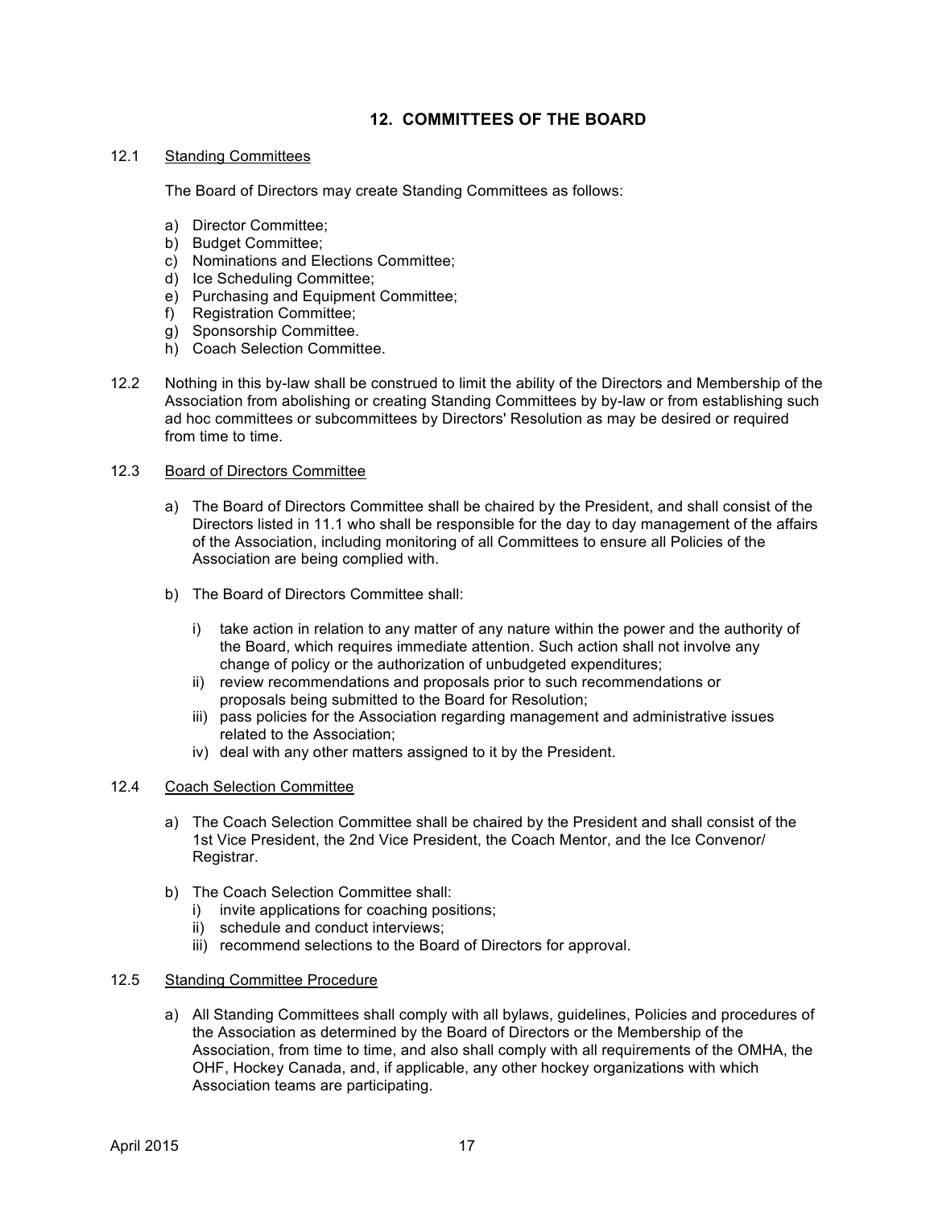## 12. COMMITTEES OF THE BOARD

12.1 Standing Committees

The Board of Directors may create Standing Committees as follows:

a) Director Committee;
b) Budget Committee;
c) Nominations and Elections Committee;
d) Ice Scheduling Committee;
e) Purchasing and Equipment Committee;
f) Registration Committee;
g) Sponsorship Committee.
h) Coach Selection Committee.

12.2 Nothing in this by-law shall be construed to limit the ability of the Directors and Membership of the Association from abolishing or creating Standing Committees by by-law or from establishing such ad hoc committees or subcommittees by Directors' Resolution as may be desired or required from time to time.

12.3 Board of Directors Committee

a) The Board of Directors Committee shall be chaired by the President, and shall consist of the Directors listed in 11.1 who shall be responsible for the day to day management of the affairs of the Association, including monitoring of all Committees to ensure all Policies of the Association are being complied with.

b) The Board of Directors Committee shall:

   i) take action in relation to any matter of any nature within the power and the authority of the Board, which requires immediate attention. Such action shall not involve any change of policy or the authorization of unbudgeted expenditures;
   ii) review recommendations and proposals prior to such recommendations or proposals being submitted to the Board for Resolution;
   iii) pass policies for the Association regarding management and administrative issues related to the Association;
   iv) deal with any other matters assigned to it by the President.

12.4 Coach Selection Committee

a) The Coach Selection Committee shall be chaired by the President and shall consist of the 1st Vice President, the 2nd Vice President, the Coach Mentor, and the Ice Convenor/ Registrar.

b) The Coach Selection Committee shall:
   i) invite applications for coaching positions;
   ii) schedule and conduct interviews;
   iii) recommend selections to the Board of Directors for approval.

12.5 Standing Committee Procedure

a) All Standing Committees shall comply with all bylaws, guidelines, Policies and procedures of the Association as determined by the Board of Directors or the Membership of the Association, from time to time, and also shall comply with all requirements of the OMHA, the OHF, Hockey Canada, and, if applicable, any other hockey organizations with which Association teams are participating.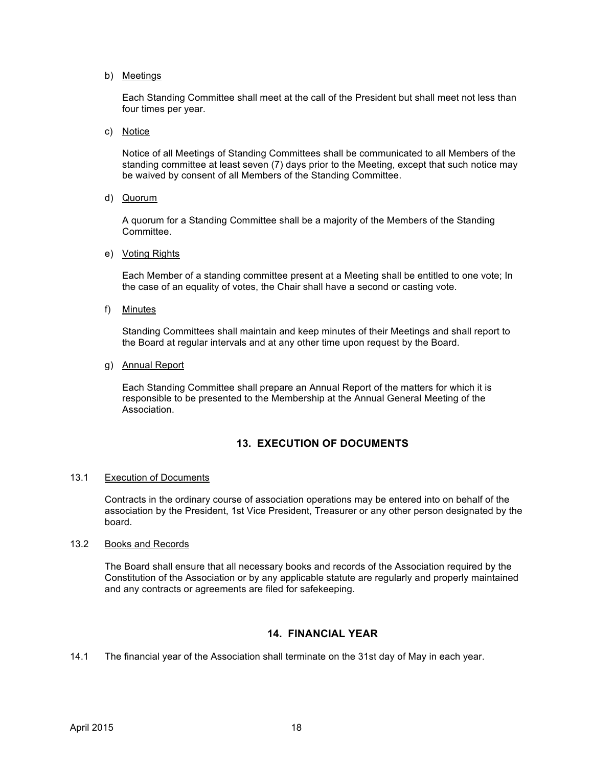b) <u>Meetings</u>

   Each Standing Committee shall meet at the call of the President but shall meet not less than four times per year.

c) <u>Notice</u>

   Notice of all Meetings of Standing Committees shall be communicated to all Members of the standing committee at least seven (7) days prior to the Meeting, except that such notice may be waived by consent of all Members of the Standing Committee.

d) <u>Quorum</u>

   A quorum for a Standing Committee shall be a majority of the Members of the Standing Committee.

e) <u>Voting Rights</u>

   Each Member of a standing committee present at a Meeting shall be entitled to one vote; In the case of an equality of votes, the Chair shall have a second or casting vote.

f) <u>Minutes</u>

   Standing Committees shall maintain and keep minutes of their Meetings and shall report to the Board at regular intervals and at any other time upon request by the Board.

g) <u>Annual Report</u>

   Each Standing Committee shall prepare an Annual Report of the matters for which it is responsible to be presented to the Membership at the Annual General Meeting of the Association.

## 13. EXECUTION OF DOCUMENTS

13.1 <u>Execution of Documents</u>

Contracts in the ordinary course of association operations may be entered into on behalf of the association by the President, 1st Vice President, Treasurer or any other person designated by the board.

13.2 <u>Books and Records</u>

The Board shall ensure that all necessary books and records of the Association required by the Constitution of the Association or by any applicable statute are regularly and properly maintained and any contracts or agreements are filed for safekeeping.

## 14. FINANCIAL YEAR

14.1 The financial year of the Association shall terminate on the 31st day of May in each year.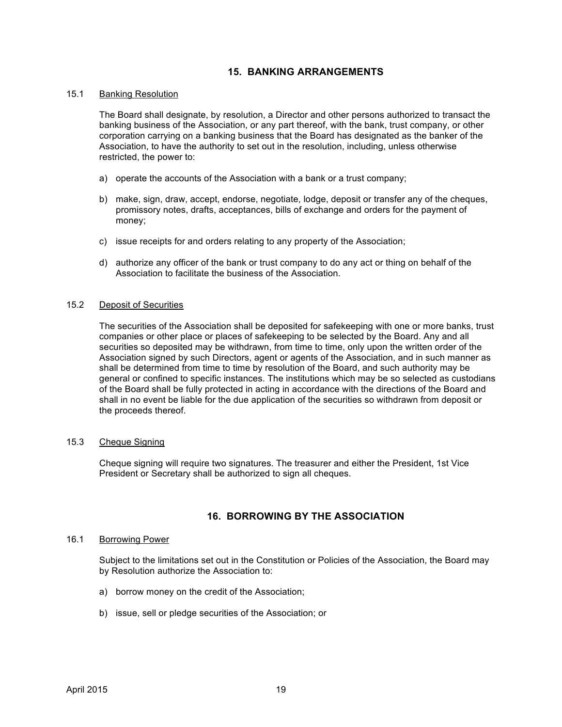## 15. BANKING ARRANGEMENTS

### 15.1 Banking Resolution

The Board shall designate, by resolution, a Director and other persons authorized to transact the banking business of the Association, or any part thereof, with the bank, trust company, or other corporation carrying on a banking business that the Board has designated as the banker of the Association, to have the authority to set out in the resolution, including, unless otherwise restricted, the power to:

a) operate the accounts of the Association with a bank or a trust company;

b) make, sign, draw, accept, endorse, negotiate, lodge, deposit or transfer any of the cheques, promissory notes, drafts, acceptances, bills of exchange and orders for the payment of money;

c) issue receipts for and orders relating to any property of the Association;

d) authorize any officer of the bank or trust company to do any act or thing on behalf of the Association to facilitate the business of the Association.

### 15.2 Deposit of Securities

The securities of the Association shall be deposited for safekeeping with one or more banks, trust companies or other place or places of safekeeping to be selected by the Board. Any and all securities so deposited may be withdrawn, from time to time, only upon the written order of the Association signed by such Directors, agent or agents of the Association, and in such manner as shall be determined from time to time by resolution of the Board, and such authority may be general or confined to specific instances. The institutions which may be so selected as custodians of the Board shall be fully protected in acting in accordance with the directions of the Board and shall in no event be liable for the due application of the securities so withdrawn from deposit or the proceeds thereof.

### 15.3 Cheque Signing

Cheque signing will require two signatures. The treasurer and either the President, 1st Vice President or Secretary shall be authorized to sign all cheques.

## 16. BORROWING BY THE ASSOCIATION

### 16.1 Borrowing Power

Subject to the limitations set out in the Constitution or Policies of the Association, the Board may by Resolution authorize the Association to:

a) borrow money on the credit of the Association;

b) issue, sell or pledge securities of the Association; or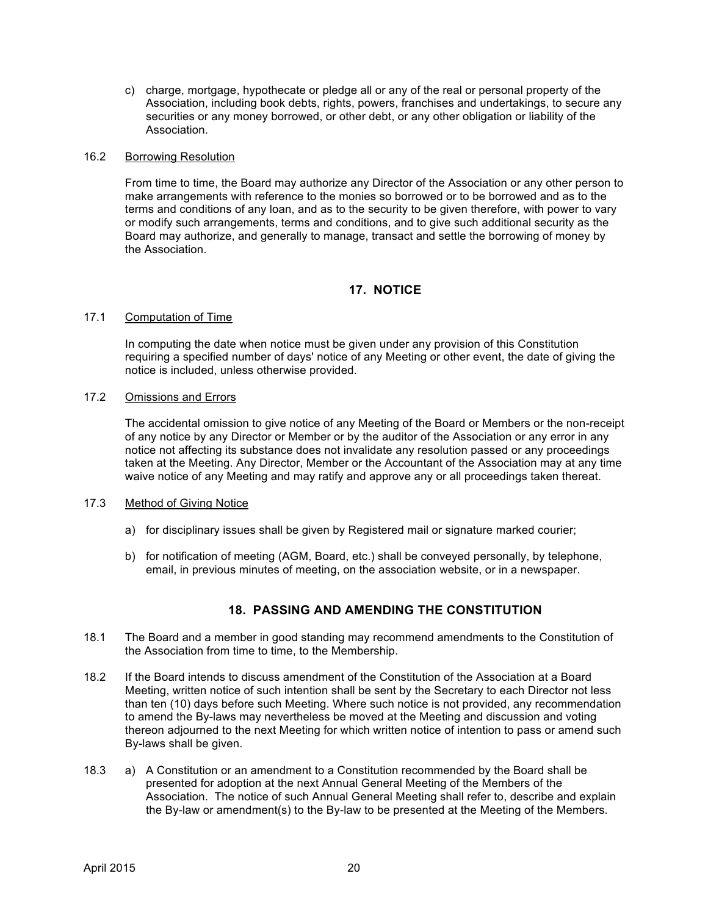c) charge, mortgage, hypothecate or pledge all or any of the real or personal property of the Association, including book debts, rights, powers, franchises and undertakings, to secure any securities or any money borrowed, or other debt, or any other obligation or liability of the Association.

16.2 Borrowing Resolution

From time to time, the Board may authorize any Director of the Association or any other person to make arrangements with reference to the monies so borrowed or to be borrowed and as to the terms and conditions of any loan, and as to the security to be given therefore, with power to vary or modify such arrangements, terms and conditions, and to give such additional security as the Board may authorize, and generally to manage, transact and settle the borrowing of money by the Association.

## 17. NOTICE

17.1 Computation of Time

In computing the date when notice must be given under any provision of this Constitution requiring a specified number of days' notice of any Meeting or other event, the date of giving the notice is included, unless otherwise provided.

17.2 Omissions and Errors

The accidental omission to give notice of any Meeting of the Board or Members or the non-receipt of any notice by any Director or Member or by the auditor of the Association or any error in any notice not affecting its substance does not invalidate any resolution passed or any proceedings taken at the Meeting. Any Director, Member or the Accountant of the Association may at any time waive notice of any Meeting and may ratify and approve any or all proceedings taken thereat.

17.3 Method of Giving Notice

a) for disciplinary issues shall be given by Registered mail or signature marked courier;

b) for notification of meeting (AGM, Board, etc.) shall be conveyed personally, by telephone, email, in previous minutes of meeting, on the association website, or in a newspaper.

## 18. PASSING AND AMENDING THE CONSTITUTION

18.1 The Board and a member in good standing may recommend amendments to the Constitution of the Association from time to time, to the Membership.

18.2 If the Board intends to discuss amendment of the Constitution of the Association at a Board Meeting, written notice of such intention shall be sent by the Secretary to each Director not less than ten (10) days before such Meeting. Where such notice is not provided, any recommendation to amend the By-laws may nevertheless be moved at the Meeting and discussion and voting thereon adjourned to the next Meeting for which written notice of intention to pass or amend such By-laws shall be given.

18.3 a) A Constitution or an amendment to a Constitution recommended by the Board shall be presented for adoption at the next Annual General Meeting of the Members of the Association. The notice of such Annual General Meeting shall refer to, describe and explain the By-law or amendment(s) to the By-law to be presented at the Meeting of the Members.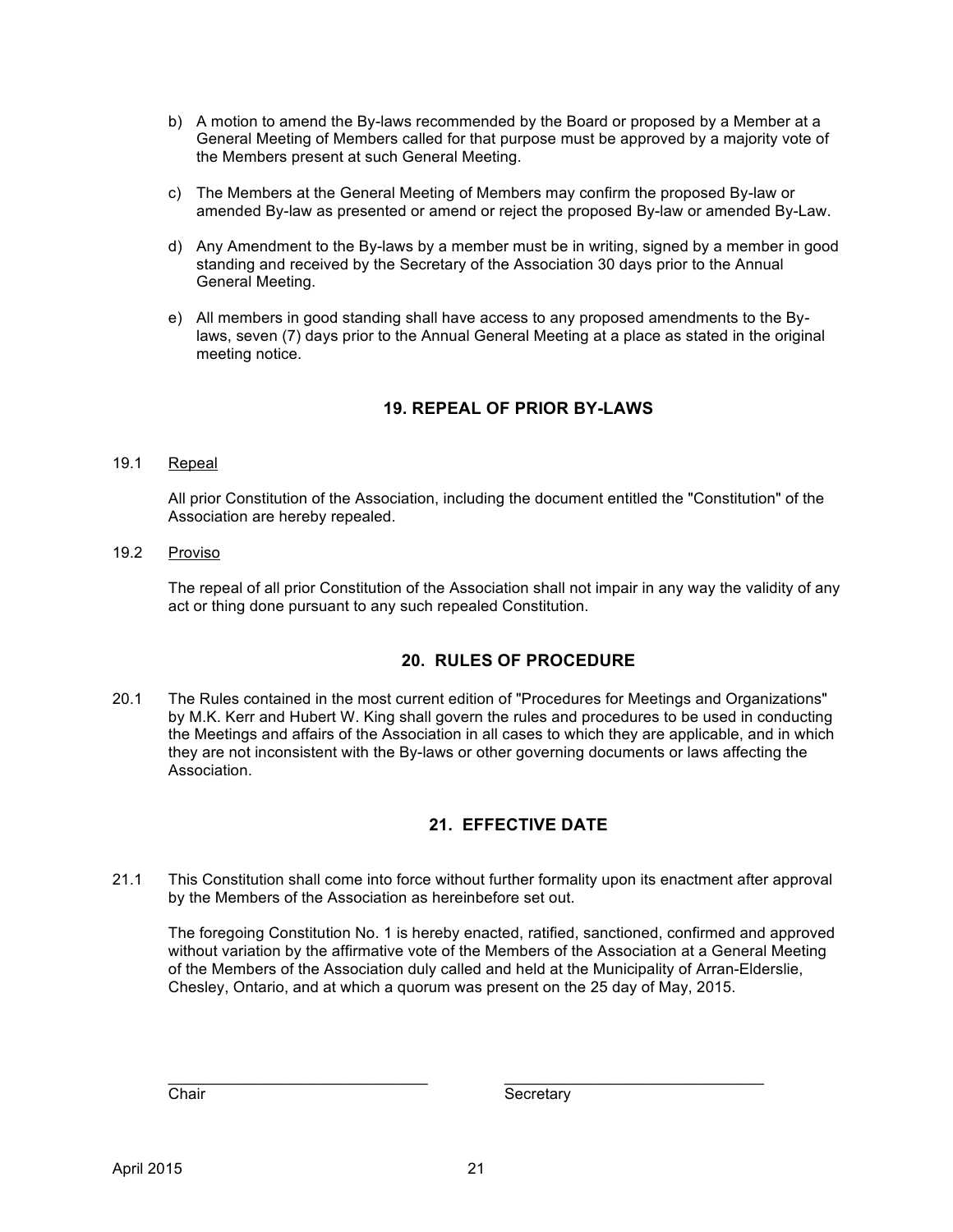b) A motion to amend the By-laws recommended by the Board or proposed by a Member at a General Meeting of Members called for that purpose must be approved by a majority vote of the Members present at such General Meeting.

c) The Members at the General Meeting of Members may confirm the proposed By-law or amended By-law as presented or amend or reject the proposed By-law or amended By-Law.

d) Any Amendment to the By-laws by a member must be in writing, signed by a member in good standing and received by the Secretary of the Association 30 days prior to the Annual General Meeting.

e) All members in good standing shall have access to any proposed amendments to the By-laws, seven (7) days prior to the Annual General Meeting at a place as stated in the original meeting notice.

## 19. REPEAL OF PRIOR BY-LAWS

19.1 Repeal

All prior Constitution of the Association, including the document entitled the "Constitution" of the Association are hereby repealed.

19.2 Proviso

The repeal of all prior Constitution of the Association shall not impair in any way the validity of any act or thing done pursuant to any such repealed Constitution.

## 20. RULES OF PROCEDURE

20.1 The Rules contained in the most current edition of "Procedures for Meetings and Organizations" by M.K. Kerr and Hubert W. King shall govern the rules and procedures to be used in conducting the Meetings and affairs of the Association in all cases to which they are applicable, and in which they are not inconsistent with the By-laws or other governing documents or laws affecting the Association.

## 21. EFFECTIVE DATE

21.1 This Constitution shall come into force without further formality upon its enactment after approval by the Members of the Association as hereinbefore set out.

The foregoing Constitution No. 1 is hereby enacted, ratified, sanctioned, confirmed and approved without variation by the affirmative vote of the Members of the Association at a General Meeting of the Members of the Association duly called and held at the Municipality of Arran-Elderslie, Chesley, Ontario, and at which a quorum was present on the 25 day of May, 2015.

\_\_\_\_\_\_\_\_\_\_\_\_\_\_\_\_\_\_\_\_\_\_\_\_\_\_\_\_\_\_ \_\_\_\_\_\_\_\_\_\_\_\_\_\_\_\_\_\_\_\_\_\_\_\_\_\_\_\_\_\_

Chair Secretary

April 2015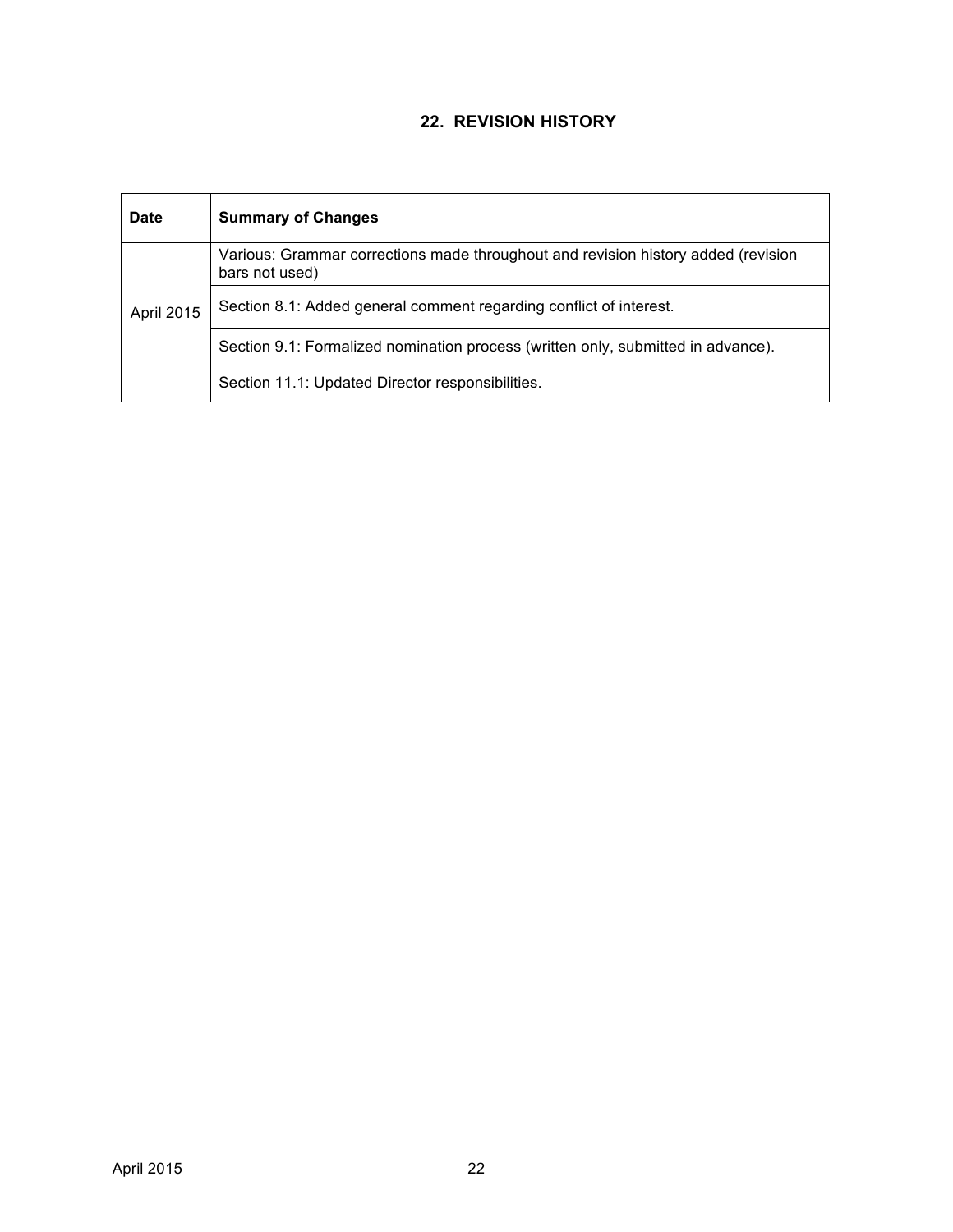## 22. REVISION HISTORY

| Date | Summary of Changes |
|---|---|
| April 2015 | Various: Grammar corrections made throughout and revision history added (revision bars not used) |
| | Section 8.1: Added general comment regarding conflict of interest. |
| | Section 9.1: Formalized nomination process (written only, submitted in advance). |
| | Section 11.1: Updated Director responsibilities. |